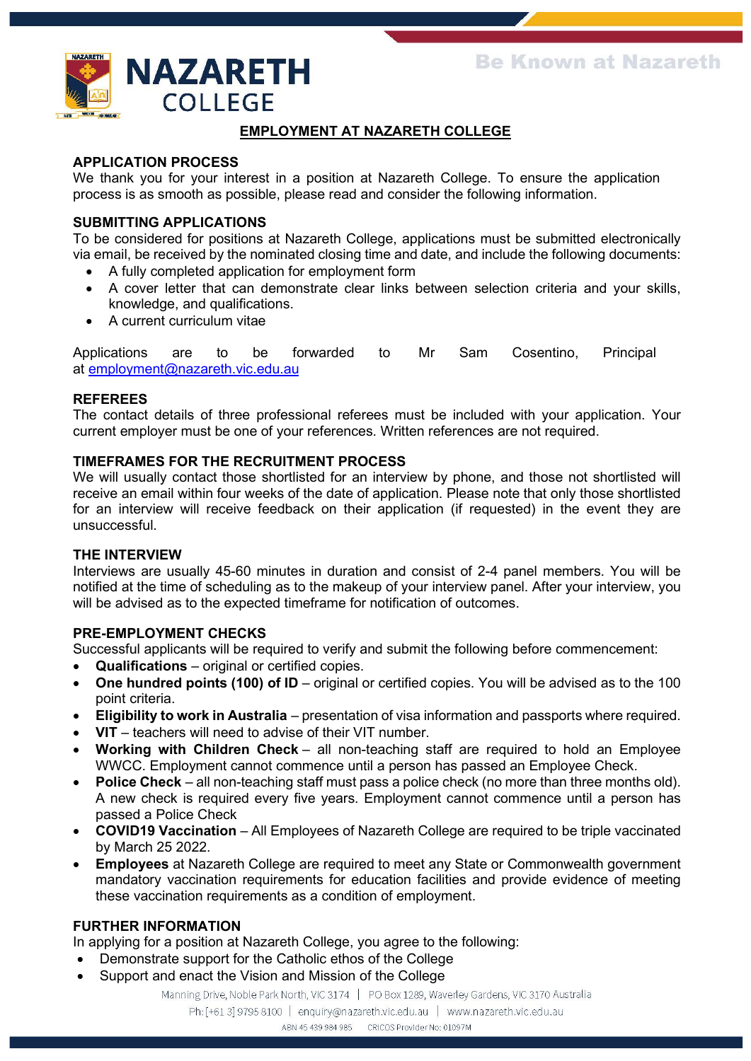# EMPLOYMENT AT NAZARETH COLLEGE

## APPLICATION PROCESS

We thank you for your interest in a position at Nazareth College. To ensure the application process is as smooth as possible, please read and consider the following information.

## SUBMITTING APPLICATIONS

To be considered for positions at Nazareth College, applications must be submitted electronically via email, be received by the nominated closing time and date, and include the following documents:

- A fully completed application for employment form
- A cover letter that can demonstrate clear links between selection criteria and your skills, knowledge, and qualifications.
- A current curriculum vitae

Applications are to be forwarded to Mr Sam Cosentino, Principal at employment@nazareth.vic.edu.au

## REFEREES

The contact details of three professional referees must be included with your application. Your current employer must be one of your references. Written references are not required.

## TIMEFRAMES FOR THE RECRUITMENT PROCESS

We will usually contact those shortlisted for an interview by phone, and those not shortlisted will receive an email within four weeks of the date of application. Please note that only those shortlisted for an interview will receive feedback on their application (if requested) in the event they are unsuccessful.

## THE INTERVIEW

Interviews are usually 45-60 minutes in duration and consist of 2-4 panel members. You will be notified at the time of scheduling as to the makeup of your interview panel. After your interview, you will be advised as to the expected timeframe for notification of outcomes.

## PRE-EMPLOYMENT CHECKS

Successful applicants will be required to verify and submit the following before commencement:

- **Qualifications** – original or certified copies.
- **One hundred points (100) of ID** – original or certified copies. You will be advised as to the 100 point criteria.
- **Eligibility to work in Australia** – presentation of visa information and passports where required.
- **VIT** – teachers will need to advise of their VIT number.
- **Working with Children Check** – all non-teaching staff are required to hold an Employee WWCC. Employment cannot commence until a person has passed an Employee Check.
- **Police Check** – all non-teaching staff must pass a police check (no more than three months old). A new check is required every five years. Employment cannot commence until a person has passed a Police Check
- **COVID19 Vaccination** – All Employees of Nazareth College are required to be triple vaccinated by March 25 2022.
- **Employees** at Nazareth College are required to meet any State or Commonwealth government mandatory vaccination requirements for education facilities and provide evidence of meeting these vaccination requirements as a condition of employment.

## FURTHER INFORMATION

In applying for a position at Nazareth College, you agree to the following:

- Demonstrate support for the Catholic ethos of the College
- Support and enact the Vision and Mission of the College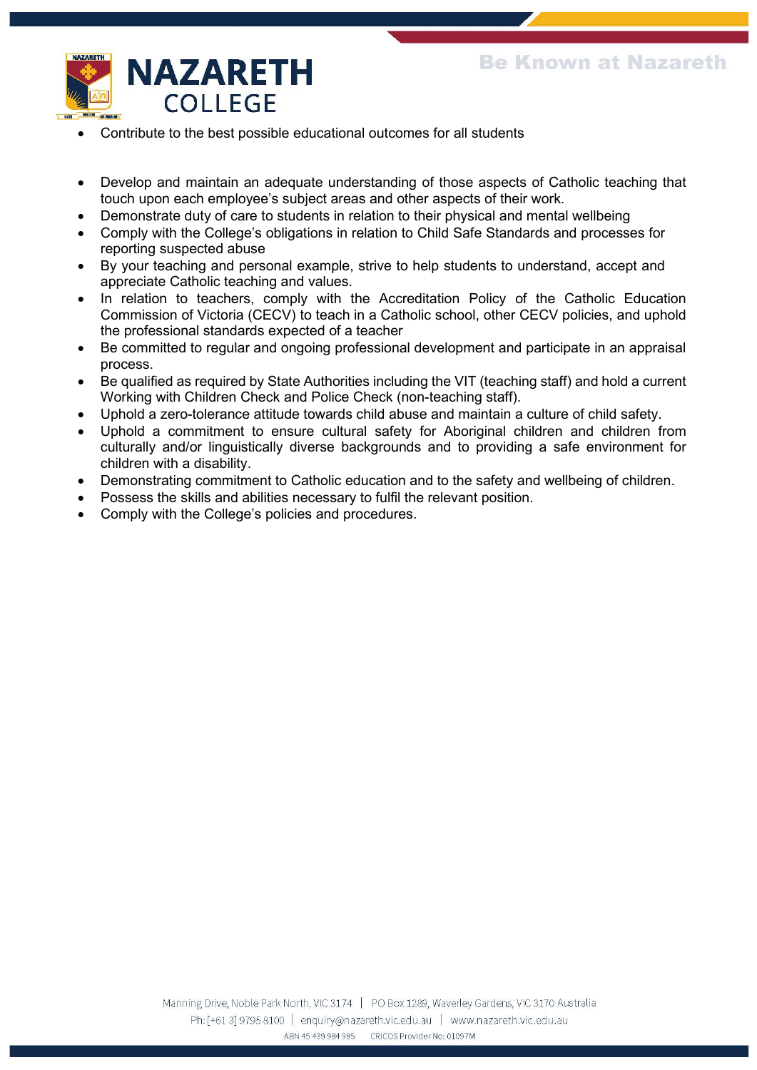- Contribute to the best possible educational outcomes for all students

- Develop and maintain an adequate understanding of those aspects of Catholic teaching that touch upon each employee's subject areas and other aspects of their work.
- Demonstrate duty of care to students in relation to their physical and mental wellbeing
- Comply with the College's obligations in relation to Child Safe Standards and processes for reporting suspected abuse
- By your teaching and personal example, strive to help students to understand, accept and appreciate Catholic teaching and values.
- In relation to teachers, comply with the Accreditation Policy of the Catholic Education Commission of Victoria (CECV) to teach in a Catholic school, other CECV policies, and uphold the professional standards expected of a teacher
- Be committed to regular and ongoing professional development and participate in an appraisal process.
- Be qualified as required by State Authorities including the VIT (teaching staff) and hold a current Working with Children Check and Police Check (non-teaching staff).
- Uphold a zero-tolerance attitude towards child abuse and maintain a culture of child safety.
- Uphold a commitment to ensure cultural safety for Aboriginal children and children from culturally and/or linguistically diverse backgrounds and to providing a safe environment for children with a disability.
- Demonstrating commitment to Catholic education and to the safety and wellbeing of children.
- Possess the skills and abilities necessary to fulfil the relevant position.
- Comply with the College's policies and procedures.